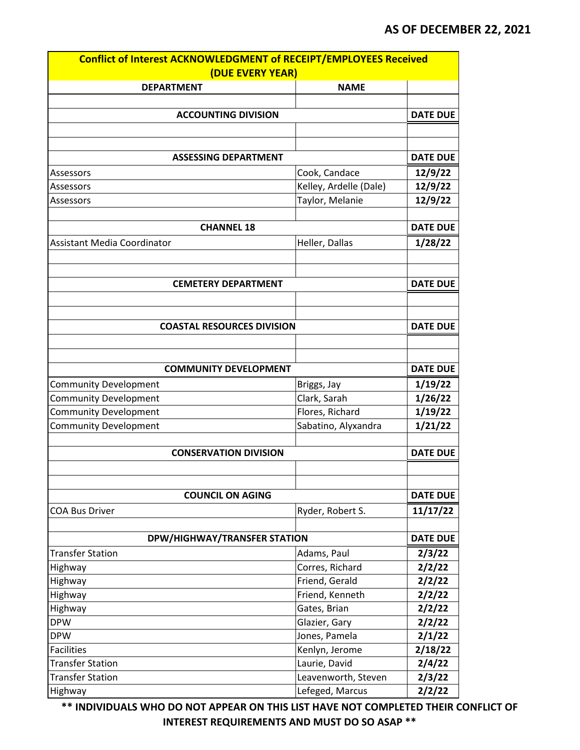**AS OF DECEMBER 22, 2021**

| Conflict of Interest ACKNOWLEDGMENT of RECEIPT/EMPLOYEES Received (DUE EVERY YEAR) | | |
|---|---|---|
| **DEPARTMENT** | **NAME** | |
| | | |
| **ACCOUNTING DIVISION** | | **DATE DUE** |
| | | |
| | | |
| **ASSESSING DEPARTMENT** | | **DATE DUE** |
| Assessors | Cook, Candace | **12/9/22** |
| Assessors | Kelley, Ardelle (Dale) | **12/9/22** |
| Assessors | Taylor, Melanie | **12/9/22** |
| | | |
| **CHANNEL 18** | | **DATE DUE** |
| Assistant Media Coordinator | Heller, Dallas | **1/28/22** |
| | | |
| | | |
| **CEMETERY DEPARTMENT** | | **DATE DUE** |
| | | |
| | | |
| **COASTAL RESOURCES DIVISION** | | **DATE DUE** |
| | | |
| | | |
| **COMMUNITY DEVELOPMENT** | | **DATE DUE** |
| Community Development | Briggs, Jay | **1/19/22** |
| Community Development | Clark, Sarah | **1/26/22** |
| Community Development | Flores, Richard | **1/19/22** |
| Community Development | Sabatino, Alyxandra | **1/21/22** |
| | | |
| **CONSERVATION DIVISION** | | **DATE DUE** |
| | | |
| | | |
| **COUNCIL ON AGING** | | **DATE DUE** |
| COA Bus Driver | Ryder, Robert S. | **11/17/22** |
| | | |
| **DPW/HIGHWAY/TRANSFER STATION** | | **DATE DUE** |
| Transfer Station | Adams, Paul | **2/3/22** |
| Highway | Corres, Richard | **2/2/22** |
| Highway | Friend, Gerald | **2/2/22** |
| Highway | Friend, Kenneth | **2/2/22** |
| Highway | Gates, Brian | **2/2/22** |
| DPW | Glazier, Gary | **2/2/22** |
| DPW | Jones, Pamela | **2/1/22** |
| Facilities | Kenlyn, Jerome | **2/18/22** |
| Transfer Station | Laurie, David | **2/4/22** |
| Transfer Station | Leavenworth, Steven | **2/3/22** |
| Highway | Lefeged, Marcus | **2/2/22** |

**\*\* INDIVIDUALS WHO DO NOT APPEAR ON THIS LIST HAVE NOT COMPLETED THEIR CONFLICT OF INTEREST REQUIREMENTS AND MUST DO SO ASAP \*\***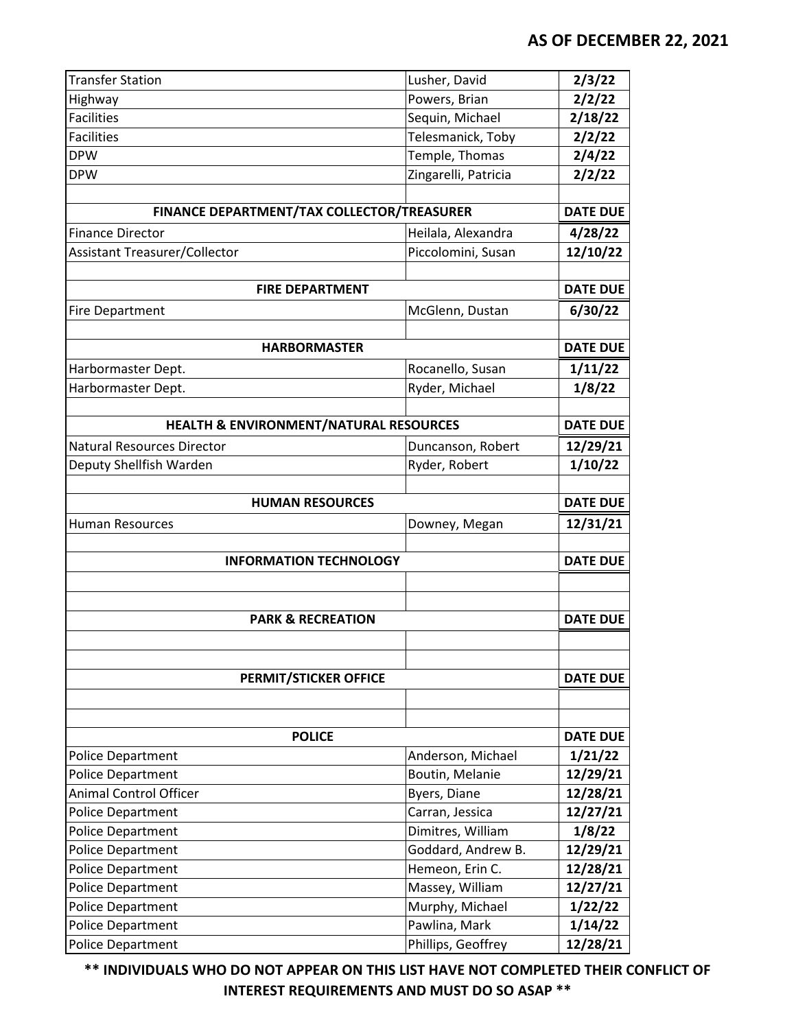**AS OF DECEMBER 22, 2021**

| | | |
|---|---|---|
| Transfer Station | Lusher, David | **2/3/22** |
| Highway | Powers, Brian | **2/2/22** |
| Facilities | Sequin, Michael | **2/18/22** |
| Facilities | Telesmanick, Toby | **2/2/22** |
| DPW | Temple, Thomas | **2/4/22** |
| DPW | Zingarelli, Patricia | **2/2/22** |
| | | |
| **FINANCE DEPARTMENT/TAX COLLECTOR/TREASURER** | | **DATE DUE** |
| Finance Director | Heilala, Alexandra | **4/28/22** |
| Assistant Treasurer/Collector | Piccolomini, Susan | **12/10/22** |
| | | |
| **FIRE DEPARTMENT** | | **DATE DUE** |
| Fire Department | McGlenn, Dustan | **6/30/22** |
| | | |
| **HARBORMASTER** | | **DATE DUE** |
| Harbormaster Dept. | Rocanello, Susan | **1/11/22** |
| Harbormaster Dept. | Ryder, Michael | **1/8/22** |
| | | |
| **HEALTH & ENVIRONMENT/NATURAL RESOURCES** | | **DATE DUE** |
| Natural Resources Director | Duncanson, Robert | **12/29/21** |
| Deputy Shellfish Warden | Ryder, Robert | **1/10/22** |
| | | |
| **HUMAN RESOURCES** | | **DATE DUE** |
| Human Resources | Downey, Megan | **12/31/21** |
| | | |
| **INFORMATION TECHNOLOGY** | | **DATE DUE** |
| | | |
| | | |
| **PARK & RECREATION** | | **DATE DUE** |
| | | |
| | | |
| **PERMIT/STICKER OFFICE** | | **DATE DUE** |
| | | |
| | | |
| **POLICE** | | **DATE DUE** |
| Police Department | Anderson, Michael | **1/21/22** |
| Police Department | Boutin, Melanie | **12/29/21** |
| Animal Control Officer | Byers, Diane | **12/28/21** |
| Police Department | Carran, Jessica | **12/27/21** |
| Police Department | Dimitres, William | **1/8/22** |
| Police Department | Goddard, Andrew B. | **12/29/21** |
| Police Department | Hemeon, Erin C. | **12/28/21** |
| Police Department | Massey, William | **12/27/21** |
| Police Department | Murphy, Michael | **1/22/22** |
| Police Department | Pawlina, Mark | **1/14/22** |
| Police Department | Phillips, Geoffrey | **12/28/21** |

**\*\* INDIVIDUALS WHO DO NOT APPEAR ON THIS LIST HAVE NOT COMPLETED THEIR CONFLICT OF INTEREST REQUIREMENTS AND MUST DO SO ASAP \*\***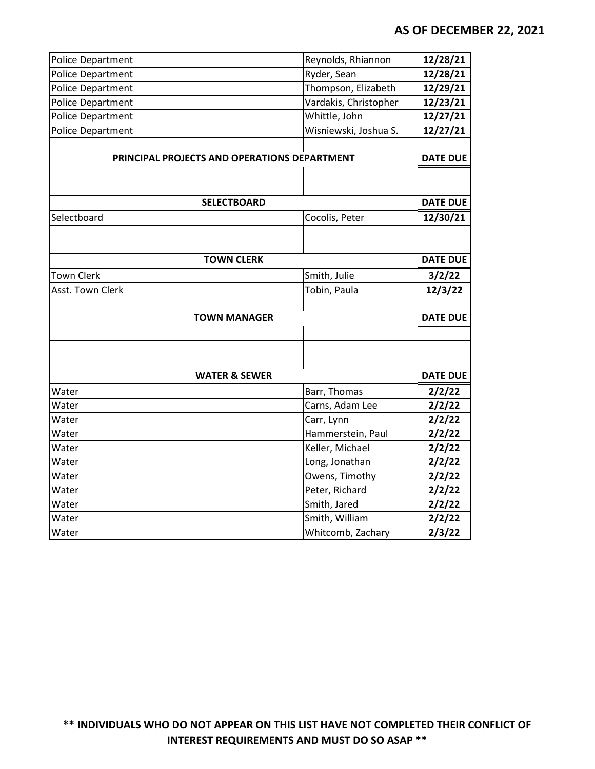**AS OF DECEMBER 22, 2021**

| | | |
|---|---|---|
| Police Department | Reynolds, Rhiannon | **12/28/21** |
| Police Department | Ryder, Sean | **12/28/21** |
| Police Department | Thompson, Elizabeth | **12/29/21** |
| Police Department | Vardakis, Christopher | **12/23/21** |
| Police Department | Whittle, John | **12/27/21** |
| Police Department | Wisniewski, Joshua S. | **12/27/21** |
| | | |
| **PRINCIPAL PROJECTS AND OPERATIONS DEPARTMENT** | | **DATE DUE** |
| | | |
| | | |
| **SELECTBOARD** | | **DATE DUE** |
| Selectboard | Cocolis, Peter | **12/30/21** |
| | | |
| | | |
| **TOWN CLERK** | | **DATE DUE** |
| Town Clerk | Smith, Julie | **3/2/22** |
| Asst. Town Clerk | Tobin, Paula | **12/3/22** |
| | | |
| **TOWN MANAGER** | | **DATE DUE** |
| | | |
| | | |
| | | |
| **WATER & SEWER** | | **DATE DUE** |
| Water | Barr, Thomas | **2/2/22** |
| Water | Carns, Adam Lee | **2/2/22** |
| Water | Carr, Lynn | **2/2/22** |
| Water | Hammerstein, Paul | **2/2/22** |
| Water | Keller, Michael | **2/2/22** |
| Water | Long, Jonathan | **2/2/22** |
| Water | Owens, Timothy | **2/2/22** |
| Water | Peter, Richard | **2/2/22** |
| Water | Smith, Jared | **2/2/22** |
| Water | Smith, William | **2/2/22** |
| Water | Whitcomb, Zachary | **2/3/22** |

**** INDIVIDUALS WHO DO NOT APPEAR ON THIS LIST HAVE NOT COMPLETED THEIR CONFLICT OF INTEREST REQUIREMENTS AND MUST DO SO ASAP ****